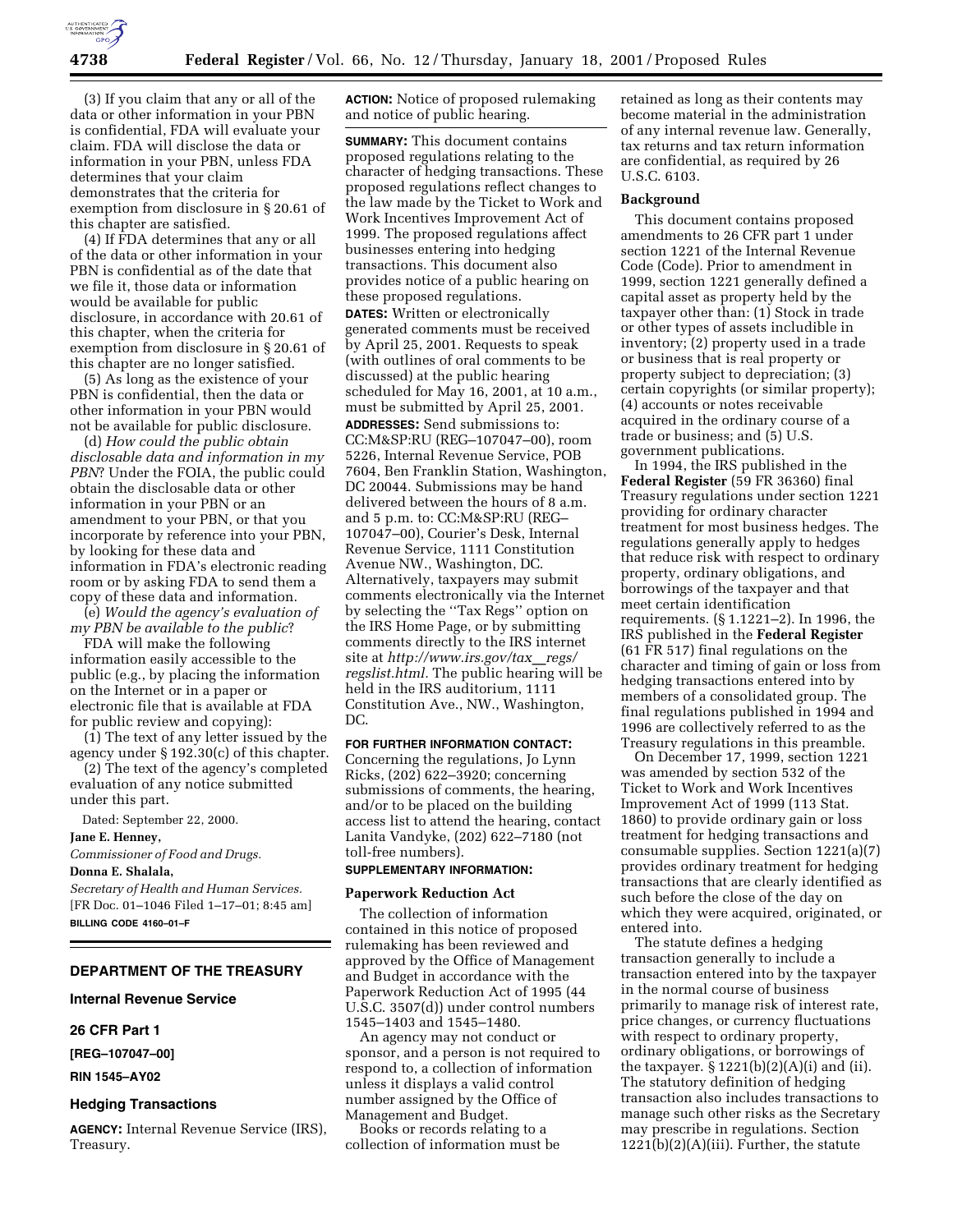(3) If you claim that any or all of the data or other information in your PBN is confidential, FDA will evaluate your claim. FDA will disclose the data or information in your PBN, unless FDA determines that your claim demonstrates that the criteria for exemption from disclosure in § 20.61 of this chapter are satisfied.

(4) If FDA determines that any or all of the data or other information in your PBN is confidential as of the date that we file it, those data or information would be available for public disclosure, in accordance with 20.61 of this chapter, when the criteria for exemption from disclosure in § 20.61 of this chapter are no longer satisfied.

(5) As long as the existence of your PBN is confidential, then the data or other information in your PBN would not be available for public disclosure.

(d) *How could the public obtain disclosable data and information in my PBN*? Under the FOIA, the public could obtain the disclosable data or other information in your PBN or an amendment to your PBN, or that you incorporate by reference into your PBN, by looking for these data and information in FDA's electronic reading room or by asking FDA to send them a copy of these data and information.

(e) *Would the agency's evaluation of my PBN be available to the public*?

FDA will make the following information easily accessible to the public (e.g., by placing the information on the Internet or in a paper or electronic file that is available at FDA for public review and copying):

(1) The text of any letter issued by the agency under § 192.30(c) of this chapter.

(2) The text of the agency's completed evaluation of any notice submitted under this part.

Dated: September 22, 2000.

**Jane E. Henney,**

*Commissioner of Food and Drugs.*

**Donna E. Shalala,**

*Secretary of Health and Human Services.*

[FR Doc. 01–1046 Filed 1–17–01; 8:45 am]

**BILLING CODE 4160–01–F**

## DEPARTMENT OF THE TREASURY

### Internal Revenue Service

### 26 CFR Part 1

### [REG–107047–00]

### RIN 1545–AY02

### Hedging Transactions

**AGENCY:** Internal Revenue Service (IRS), Treasury.

**ACTION:** Notice of proposed rulemaking and notice of public hearing.

**SUMMARY:** This document contains proposed regulations relating to the character of hedging transactions. These proposed regulations reflect changes to the law made by the Ticket to Work and Work Incentives Improvement Act of 1999. The proposed regulations affect businesses entering into hedging transactions. This document also provides notice of a public hearing on these proposed regulations.

**DATES:** Written or electronically generated comments must be received by April 25, 2001. Requests to speak (with outlines of oral comments to be discussed) at the public hearing scheduled for May 16, 2001, at 10 a.m., must be submitted by April 25, 2001.

**ADDRESSES:** Send submissions to: CC:M&SP:RU (REG–107047–00), room 5226, Internal Revenue Service, POB 7604, Ben Franklin Station, Washington, DC 20044. Submissions may be hand delivered between the hours of 8 a.m. and 5 p.m. to: CC:M&SP:RU (REG–107047–00), Courier's Desk, Internal Revenue Service, 1111 Constitution Avenue NW., Washington, DC. Alternatively, taxpayers may submit comments electronically via the Internet by selecting the ''Tax Regs'' option on the IRS Home Page, or by submitting comments directly to the IRS internet site at *http://www.irs.gov/tax_regs/regslist.html.* The public hearing will be held in the IRS auditorium, 1111 Constitution Ave., NW., Washington, DC.

**FOR FURTHER INFORMATION CONTACT:** Concerning the regulations, Jo Lynn Ricks, (202) 622–3920; concerning submissions of comments, the hearing, and/or to be placed on the building access list to attend the hearing, contact Lanita Vandyke, (202) 622–7180 (not toll-free numbers).

**SUPPLEMENTARY INFORMATION:**

#### Paperwork Reduction Act

The collection of information contained in this notice of proposed rulemaking has been reviewed and approved by the Office of Management and Budget in accordance with the Paperwork Reduction Act of 1995 (44 U.S.C. 3507(d)) under control numbers 1545–1403 and 1545–1480.

An agency may not conduct or sponsor, and a person is not required to respond to, a collection of information unless it displays a valid control number assigned by the Office of Management and Budget.

Books or records relating to a collection of information must be retained as long as their contents may become material in the administration of any internal revenue law. Generally, tax returns and tax return information are confidential, as required by 26 U.S.C. 6103.

#### Background

This document contains proposed amendments to 26 CFR part 1 under section 1221 of the Internal Revenue Code (Code). Prior to amendment in 1999, section 1221 generally defined a capital asset as property held by the taxpayer other than: (1) Stock in trade or other types of assets includible in inventory; (2) property used in a trade or business that is real property or property subject to depreciation; (3) certain copyrights (or similar property); (4) accounts or notes receivable acquired in the ordinary course of a trade or business; and (5) U.S. government publications.

In 1994, the IRS published in the **Federal Register** (59 FR 36360) final Treasury regulations under section 1221 providing for ordinary character treatment for most business hedges. The regulations generally apply to hedges that reduce risk with respect to ordinary property, ordinary obligations, and borrowings of the taxpayer and that meet certain identification requirements. (§ 1.1221–2). In 1996, the IRS published in the **Federal Register** (61 FR 517) final regulations on the character and timing of gain or loss from hedging transactions entered into by members of a consolidated group. The final regulations published in 1994 and 1996 are collectively referred to as the Treasury regulations in this preamble.

On December 17, 1999, section 1221 was amended by section 532 of the Ticket to Work and Work Incentives Improvement Act of 1999 (113 Stat. 1860) to provide ordinary gain or loss treatment for hedging transactions and consumable supplies. Section 1221(a)(7) provides ordinary treatment for hedging transactions that are clearly identified as such before the close of the day on which they were acquired, originated, or entered into.

The statute defines a hedging transaction generally to include a transaction entered into by the taxpayer in the normal course of business primarily to manage risk of interest rate, price changes, or currency fluctuations with respect to ordinary property, ordinary obligations, or borrowings of the taxpayer. § 1221(b)(2)(A)(i) and (ii). The statutory definition of hedging transaction also includes transactions to manage such other risks as the Secretary may prescribe in regulations. Section 1221(b)(2)(A)(iii). Further, the statute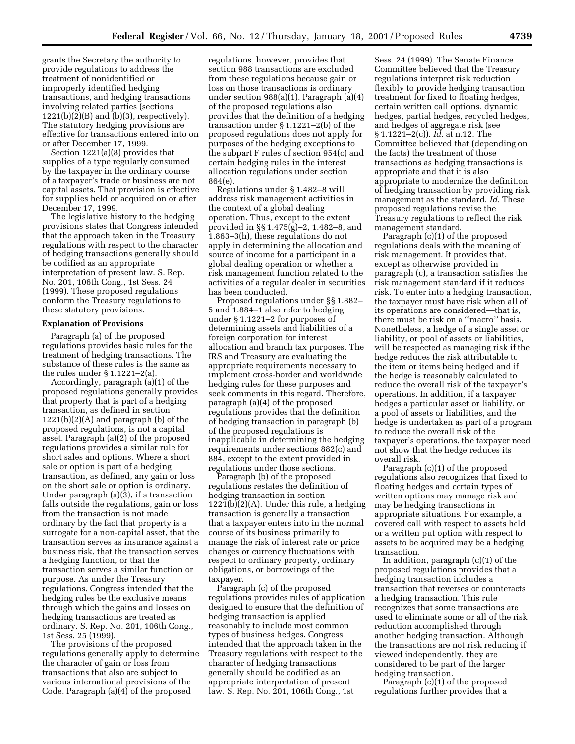grants the Secretary the authority to provide regulations to address the treatment of nonidentified or improperly identified hedging transactions, and hedging transactions involving related parties (sections 1221(b)(2)(B) and (b)(3), respectively). The statutory hedging provisions are effective for transactions entered into on or after December 17, 1999.

Section 1221(a)(8) provides that supplies of a type regularly consumed by the taxpayer in the ordinary course of a taxpayer's trade or business are not capital assets. That provision is effective for supplies held or acquired on or after December 17, 1999.

The legislative history to the hedging provisions states that Congress intended that the approach taken in the Treasury regulations with respect to the character of hedging transactions generally should be codified as an appropriate interpretation of present law. S. Rep. No. 201, 106th Cong., 1st Sess. 24 (1999). These proposed regulations conform the Treasury regulations to these statutory provisions.

**Explanation of Provisions**

Paragraph (a) of the proposed regulations provides basic rules for the treatment of hedging transactions. The substance of these rules is the same as the rules under § 1.1221–2(a).

Accordingly, paragraph (a)(1) of the proposed regulations generally provides that property that is part of a hedging transaction, as defined in section 1221(b)(2)(A) and paragraph (b) of the proposed regulations, is not a capital asset. Paragraph (a)(2) of the proposed regulations provides a similar rule for short sales and options. Where a short sale or option is part of a hedging transaction, as defined, any gain or loss on the short sale or option is ordinary. Under paragraph (a)(3), if a transaction falls outside the regulations, gain or loss from the transaction is not made ordinary by the fact that property is a surrogate for a non-capital asset, that the transaction serves as insurance against a business risk, that the transaction serves a hedging function, or that the transaction serves a similar function or purpose. As under the Treasury regulations, Congress intended that the hedging rules be the exclusive means through which the gains and losses on hedging transactions are treated as ordinary. S. Rep. No. 201, 106th Cong., 1st Sess. 25 (1999).

The provisions of the proposed regulations generally apply to determine the character of gain or loss from transactions that also are subject to various international provisions of the Code. Paragraph (a)(4) of the proposed regulations, however, provides that section 988 transactions are excluded from these regulations because gain or loss on those transactions is ordinary under section 988(a)(1). Paragraph (a)(4) of the proposed regulations also provides that the definition of a hedging transaction under § 1.1221–2(b) of the proposed regulations does not apply for purposes of the hedging exceptions to the subpart F rules of section 954(c) and certain hedging rules in the interest allocation regulations under section 864(e).

Regulations under § 1.482–8 will address risk management activities in the context of a global dealing operation. Thus, except to the extent provided in §§ 1.475(g)–2, 1.482–8, and 1.863–3(h), these regulations do not apply in determining the allocation and source of income for a participant in a global dealing operation or whether a risk management function related to the activities of a regular dealer in securities has been conducted.

Proposed regulations under §§ 1.882–5 and 1.884–1 also refer to hedging under § 1.1221–2 for purposes of determining assets and liabilities of a foreign corporation for interest allocation and branch tax purposes. The IRS and Treasury are evaluating the appropriate requirements necessary to implement cross-border and worldwide hedging rules for these purposes and seek comments in this regard. Therefore, paragraph (a)(4) of the proposed regulations provides that the definition of hedging transaction in paragraph (b) of the proposed regulations is inapplicable in determining the hedging requirements under sections 882(c) and 884, except to the extent provided in regulations under those sections.

Paragraph (b) of the proposed regulations restates the definition of hedging transaction in section 1221(b)(2)(A). Under this rule, a hedging transaction is generally a transaction that a taxpayer enters into in the normal course of its business primarily to manage the risk of interest rate or price changes or currency fluctuations with respect to ordinary property, ordinary obligations, or borrowings of the taxpayer.

Paragraph (c) of the proposed regulations provides rules of application designed to ensure that the definition of hedging transaction is applied reasonably to include most common types of business hedges. Congress intended that the approach taken in the Treasury regulations with respect to the character of hedging transactions generally should be codified as an appropriate interpretation of present law. S. Rep. No. 201, 106th Cong., 1st Sess. 24 (1999). The Senate Finance Committee believed that the Treasury regulations interpret risk reduction flexibly to provide hedging transaction treatment for fixed to floating hedges, certain written call options, dynamic hedges, partial hedges, recycled hedges, and hedges of aggregate risk (see § 1.1221–2(c)). *Id.* at n.12. The Committee believed that (depending on the facts) the treatment of those transactions as hedging transactions is appropriate and that it is also appropriate to modernize the definition of hedging transaction by providing risk management as the standard. *Id.* These proposed regulations revise the Treasury regulations to reflect the risk management standard.

Paragraph (c)(1) of the proposed regulations deals with the meaning of risk management. It provides that, except as otherwise provided in paragraph (c), a transaction satisfies the risk management standard if it reduces risk. To enter into a hedging transaction, the taxpayer must have risk when all of its operations are considered—that is, there must be risk on a ''macro'' basis. Nonetheless, a hedge of a single asset or liability, or pool of assets or liabilities, will be respected as managing risk if the hedge reduces the risk attributable to the item or items being hedged and if the hedge is reasonably calculated to reduce the overall risk of the taxpayer's operations. In addition, if a taxpayer hedges a particular asset or liability, or a pool of assets or liabilities, and the hedge is undertaken as part of a program to reduce the overall risk of the taxpayer's operations, the taxpayer need not show that the hedge reduces its overall risk.

Paragraph (c)(1) of the proposed regulations also recognizes that fixed to floating hedges and certain types of written options may manage risk and may be hedging transactions in appropriate situations. For example, a covered call with respect to assets held or a written put option with respect to assets to be acquired may be a hedging transaction.

In addition, paragraph (c)(1) of the proposed regulations provides that a hedging transaction includes a transaction that reverses or counteracts a hedging transaction. This rule recognizes that some transactions are used to eliminate some or all of the risk reduction accomplished through another hedging transaction. Although the transactions are not risk reducing if viewed independently, they are considered to be part of the larger hedging transaction.

Paragraph (c)(1) of the proposed regulations further provides that a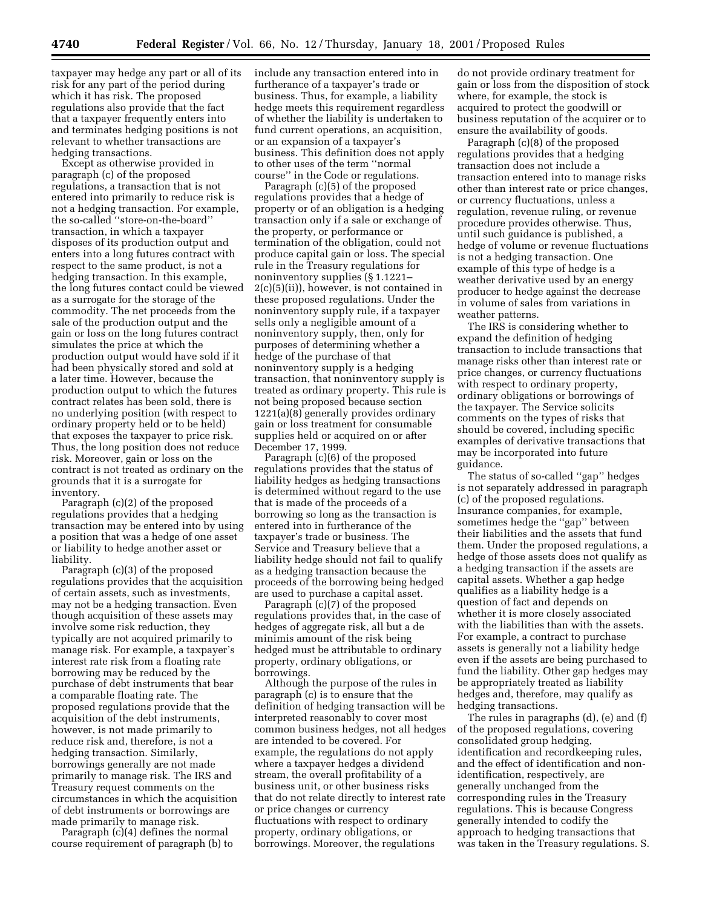taxpayer may hedge any part or all of its risk for any part of the period during which it has risk. The proposed regulations also provide that the fact that a taxpayer frequently enters into and terminates hedging positions is not relevant to whether transactions are hedging transactions.

Except as otherwise provided in paragraph (c) of the proposed regulations, a transaction that is not entered into primarily to reduce risk is not a hedging transaction. For example, the so-called "store-on-the-board" transaction, in which a taxpayer disposes of its production output and enters into a long futures contract with respect to the same product, is not a hedging transaction. In this example, the long futures contact could be viewed as a surrogate for the storage of the commodity. The net proceeds from the sale of the production output and the gain or loss on the long futures contract simulates the price at which the production output would have sold if it had been physically stored and sold at a later time. However, because the production output to which the futures contract relates has been sold, there is no underlying position (with respect to ordinary property held or to be held) that exposes the taxpayer to price risk. Thus, the long position does not reduce risk. Moreover, gain or loss on the contract is not treated as ordinary on the grounds that it is a surrogate for inventory.

Paragraph (c)(2) of the proposed regulations provides that a hedging transaction may be entered into by using a position that was a hedge of one asset or liability to hedge another asset or liability.

Paragraph (c)(3) of the proposed regulations provides that the acquisition of certain assets, such as investments, may not be a hedging transaction. Even though acquisition of these assets may involve some risk reduction, they typically are not acquired primarily to manage risk. For example, a taxpayer's interest rate risk from a floating rate borrowing may be reduced by the purchase of debt instruments that bear a comparable floating rate. The proposed regulations provide that the acquisition of the debt instruments, however, is not made primarily to reduce risk and, therefore, is not a hedging transaction. Similarly, borrowings generally are not made primarily to manage risk. The IRS and Treasury request comments on the circumstances in which the acquisition of debt instruments or borrowings are made primarily to manage risk.

Paragraph (c)(4) defines the normal course requirement of paragraph (b) to include any transaction entered into in furtherance of a taxpayer's trade or business. Thus, for example, a liability hedge meets this requirement regardless of whether the liability is undertaken to fund current operations, an acquisition, or an expansion of a taxpayer's business. This definition does not apply to other uses of the term "normal course" in the Code or regulations.

Paragraph (c)(5) of the proposed regulations provides that a hedge of property or of an obligation is a hedging transaction only if a sale or exchange of the property, or performance or termination of the obligation, could not produce capital gain or loss. The special rule in the Treasury regulations for noninventory supplies (§ 1.1221–2(c)(5)(ii)), however, is not contained in these proposed regulations. Under the noninventory supply rule, if a taxpayer sells only a negligible amount of a noninventory supply, then, only for purposes of determining whether a hedge of the purchase of that noninventory supply is a hedging transaction, that noninventory supply is treated as ordinary property. This rule is not being proposed because section 1221(a)(8) generally provides ordinary gain or loss treatment for consumable supplies held or acquired on or after December 17, 1999.

Paragraph (c)(6) of the proposed regulations provides that the status of liability hedges as hedging transactions is determined without regard to the use that is made of the proceeds of a borrowing so long as the transaction is entered into in furtherance of the taxpayer's trade or business. The Service and Treasury believe that a liability hedge should not fail to qualify as a hedging transaction because the proceeds of the borrowing being hedged are used to purchase a capital asset.

Paragraph (c)(7) of the proposed regulations provides that, in the case of hedges of aggregate risk, all but a de minimis amount of the risk being hedged must be attributable to ordinary property, ordinary obligations, or borrowings.

Although the purpose of the rules in paragraph (c) is to ensure that the definition of hedging transaction will be interpreted reasonably to cover most common business hedges, not all hedges are intended to be covered. For example, the regulations do not apply where a taxpayer hedges a dividend stream, the overall profitability of a business unit, or other business risks that do not relate directly to interest rate or price changes or currency fluctuations with respect to ordinary property, ordinary obligations, or borrowings. Moreover, the regulations do not provide ordinary treatment for gain or loss from the disposition of stock where, for example, the stock is acquired to protect the goodwill or business reputation of the acquirer or to ensure the availability of goods.

Paragraph (c)(8) of the proposed regulations provides that a hedging transaction does not include a transaction entered into to manage risks other than interest rate or price changes, or currency fluctuations, unless a regulation, revenue ruling, or revenue procedure provides otherwise. Thus, until such guidance is published, a hedge of volume or revenue fluctuations is not a hedging transaction. One example of this type of hedge is a weather derivative used by an energy producer to hedge against the decrease in volume of sales from variations in weather patterns.

The IRS is considering whether to expand the definition of hedging transaction to include transactions that manage risks other than interest rate or price changes, or currency fluctuations with respect to ordinary property, ordinary obligations or borrowings of the taxpayer. The Service solicits comments on the types of risks that should be covered, including specific examples of derivative transactions that may be incorporated into future guidance.

The status of so-called "gap" hedges is not separately addressed in paragraph (c) of the proposed regulations. Insurance companies, for example, sometimes hedge the "gap" between their liabilities and the assets that fund them. Under the proposed regulations, a hedge of those assets does not qualify as a hedging transaction if the assets are capital assets. Whether a gap hedge qualifies as a liability hedge is a question of fact and depends on whether it is more closely associated with the liabilities than with the assets. For example, a contract to purchase assets is generally not a liability hedge even if the assets are being purchased to fund the liability. Other gap hedges may be appropriately treated as liability hedges and, therefore, may qualify as hedging transactions.

The rules in paragraphs (d), (e) and (f) of the proposed regulations, covering consolidated group hedging, identification and recordkeeping rules, and the effect of identification and non-identification, respectively, are generally unchanged from the corresponding rules in the Treasury regulations. This is because Congress generally intended to codify the approach to hedging transactions that was taken in the Treasury regulations. S.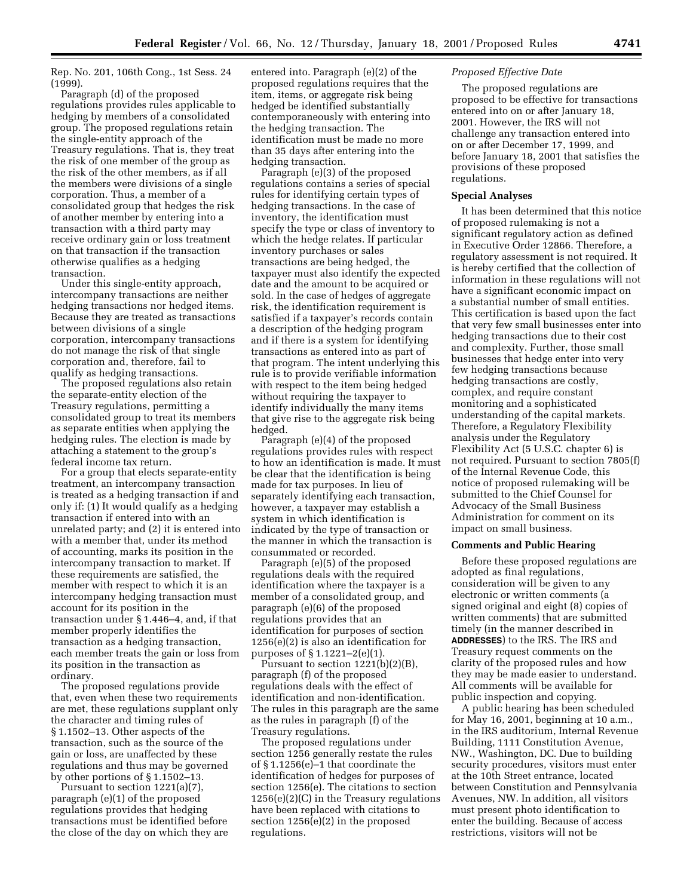Rep. No. 201, 106th Cong., 1st Sess. 24 (1999).

Paragraph (d) of the proposed regulations provides rules applicable to hedging by members of a consolidated group. The proposed regulations retain the single-entity approach of the Treasury regulations. That is, they treat the risk of one member of the group as the risk of the other members, as if all the members were divisions of a single corporation. Thus, a member of a consolidated group that hedges the risk of another member by entering into a transaction with a third party may receive ordinary gain or loss treatment on that transaction if the transaction otherwise qualifies as a hedging transaction.

Under this single-entity approach, intercompany transactions are neither hedging transactions nor hedged items. Because they are treated as transactions between divisions of a single corporation, intercompany transactions do not manage the risk of that single corporation and, therefore, fail to qualify as hedging transactions.

The proposed regulations also retain the separate-entity election of the Treasury regulations, permitting a consolidated group to treat its members as separate entities when applying the hedging rules. The election is made by attaching a statement to the group's federal income tax return.

For a group that elects separate-entity treatment, an intercompany transaction is treated as a hedging transaction if and only if: (1) It would qualify as a hedging transaction if entered into with an unrelated party; and (2) it is entered into with a member that, under its method of accounting, marks its position in the intercompany transaction to market. If these requirements are satisfied, the member with respect to which it is an intercompany hedging transaction must account for its position in the transaction under § 1.446–4, and, if that member properly identifies the transaction as a hedging transaction, each member treats the gain or loss from its position in the transaction as ordinary.

The proposed regulations provide that, even when these two requirements are met, these regulations supplant only the character and timing rules of § 1.1502–13. Other aspects of the transaction, such as the source of the gain or loss, are unaffected by these regulations and thus may be governed by other portions of § 1.1502–13.

Pursuant to section 1221(a)(7), paragraph (e)(1) of the proposed regulations provides that hedging transactions must be identified before the close of the day on which they are entered into. Paragraph (e)(2) of the proposed regulations requires that the item, items, or aggregate risk being hedged be identified substantially contemporaneously with entering into the hedging transaction. The identification must be made no more than 35 days after entering into the hedging transaction.

Paragraph (e)(3) of the proposed regulations contains a series of special rules for identifying certain types of hedging transactions. In the case of inventory, the identification must specify the type or class of inventory to which the hedge relates. If particular inventory purchases or sales transactions are being hedged, the taxpayer must also identify the expected date and the amount to be acquired or sold. In the case of hedges of aggregate risk, the identification requirement is satisfied if a taxpayer's records contain a description of the hedging program and if there is a system for identifying transactions as entered into as part of that program. The intent underlying this rule is to provide verifiable information with respect to the item being hedged without requiring the taxpayer to identify individually the many items that give rise to the aggregate risk being hedged.

Paragraph (e)(4) of the proposed regulations provides rules with respect to how an identification is made. It must be clear that the identification is being made for tax purposes. In lieu of separately identifying each transaction, however, a taxpayer may establish a system in which identification is indicated by the type of transaction or the manner in which the transaction is consummated or recorded.

Paragraph (e)(5) of the proposed regulations deals with the required identification where the taxpayer is a member of a consolidated group, and paragraph (e)(6) of the proposed regulations provides that an identification for purposes of section 1256(e)(2) is also an identification for purposes of § 1.1221–2(e)(1).

Pursuant to section 1221(b)(2)(B), paragraph (f) of the proposed regulations deals with the effect of identification and non-identification. The rules in this paragraph are the same as the rules in paragraph (f) of the Treasury regulations.

The proposed regulations under section 1256 generally restate the rules of § 1.1256(e)–1 that coordinate the identification of hedges for purposes of section 1256(e). The citations to section 1256(e)(2)(C) in the Treasury regulations have been replaced with citations to section 1256(e)(2) in the proposed regulations.

*Proposed Effective Date*

The proposed regulations are proposed to be effective for transactions entered into on or after January 18, 2001. However, the IRS will not challenge any transaction entered into on or after December 17, 1999, and before January 18, 2001 that satisfies the provisions of these proposed regulations.

**Special Analyses**

It has been determined that this notice of proposed rulemaking is not a significant regulatory action as defined in Executive Order 12866. Therefore, a regulatory assessment is not required. It is hereby certified that the collection of information in these regulations will not have a significant economic impact on a substantial number of small entities. This certification is based upon the fact that very few small businesses enter into hedging transactions due to their cost and complexity. Further, those small businesses that hedge enter into very few hedging transactions because hedging transactions are costly, complex, and require constant monitoring and a sophisticated understanding of the capital markets. Therefore, a Regulatory Flexibility analysis under the Regulatory Flexibility Act (5 U.S.C. chapter 6) is not required. Pursuant to section 7805(f) of the Internal Revenue Code, this notice of proposed rulemaking will be submitted to the Chief Counsel for Advocacy of the Small Business Administration for comment on its impact on small business.

**Comments and Public Hearing**

Before these proposed regulations are adopted as final regulations, consideration will be given to any electronic or written comments (a signed original and eight (8) copies of written comments) that are submitted timely (in the manner described in **ADDRESSES**) to the IRS. The IRS and Treasury request comments on the clarity of the proposed rules and how they may be made easier to understand. All comments will be available for public inspection and copying.

A public hearing has been scheduled for May 16, 2001, beginning at 10 a.m., in the IRS auditorium, Internal Revenue Building, 1111 Constitution Avenue, NW., Washington, DC. Due to building security procedures, visitors must enter at the 10th Street entrance, located between Constitution and Pennsylvania Avenues, NW. In addition, all visitors must present photo identification to enter the building. Because of access restrictions, visitors will not be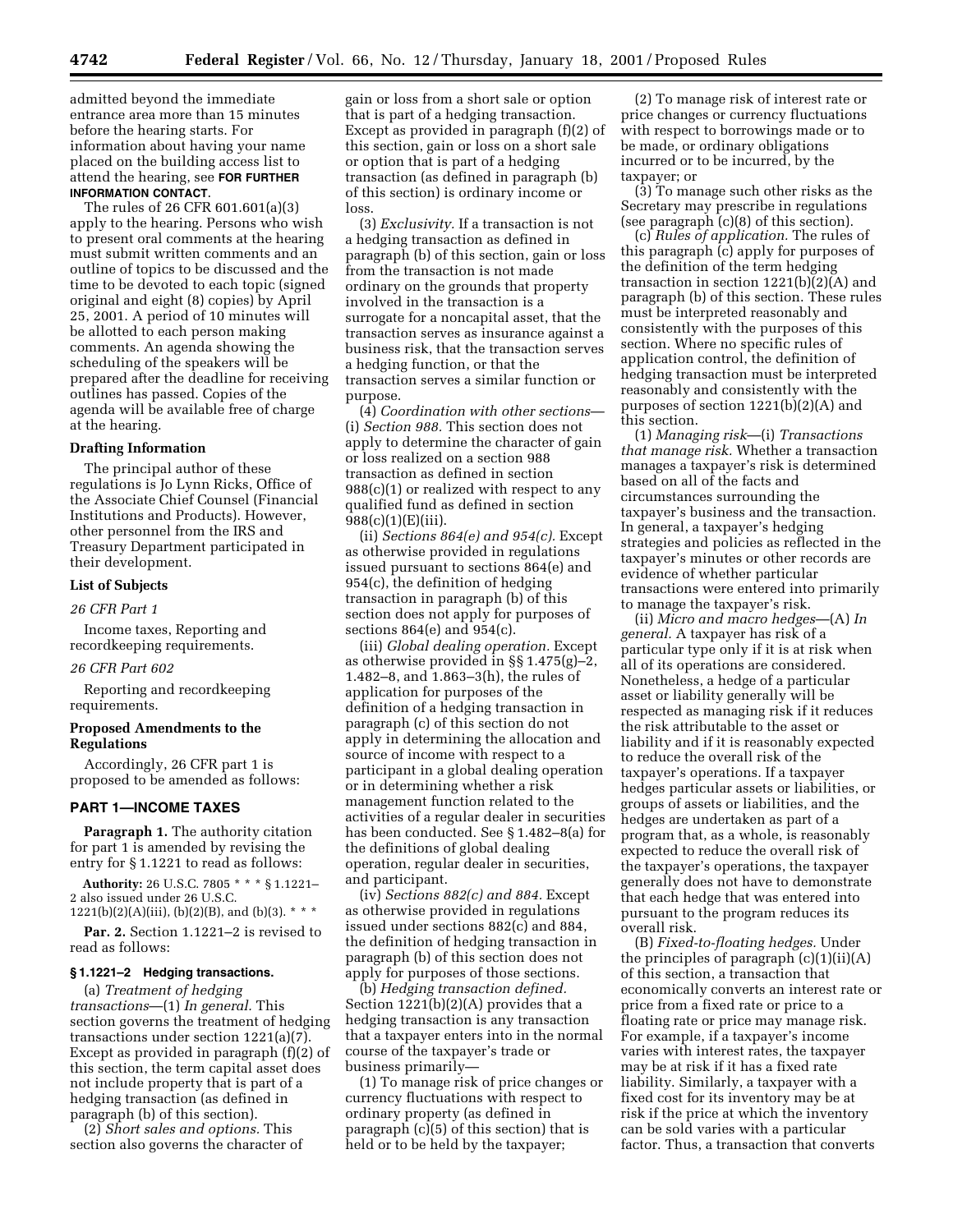admitted beyond the immediate entrance area more than 15 minutes before the hearing starts. For information about having your name placed on the building access list to attend the hearing, see **FOR FURTHER INFORMATION CONTACT**.

The rules of 26 CFR 601.601(a)(3) apply to the hearing. Persons who wish to present oral comments at the hearing must submit written comments and an outline of topics to be discussed and the time to be devoted to each topic (signed original and eight (8) copies) by April 25, 2001. A period of 10 minutes will be allotted to each person making comments. An agenda showing the scheduling of the speakers will be prepared after the deadline for receiving outlines has passed. Copies of the agenda will be available free of charge at the hearing.

**Drafting Information**

The principal author of these regulations is Jo Lynn Ricks, Office of the Associate Chief Counsel (Financial Institutions and Products). However, other personnel from the IRS and Treasury Department participated in their development.

**List of Subjects**

*26 CFR Part 1*

Income taxes, Reporting and recordkeeping requirements.

*26 CFR Part 602*

Reporting and recordkeeping requirements.

**Proposed Amendments to the Regulations**

Accordingly, 26 CFR part 1 is proposed to be amended as follows:

## PART 1—INCOME TAXES

**Paragraph 1.** The authority citation for part 1 is amended by revising the entry for § 1.1221 to read as follows:

**Authority:** 26 U.S.C. 7805 * * * § 1.1221–2 also issued under 26 U.S.C. 1221(b)(2)(A)(iii), (b)(2)(B), and (b)(3). * * *

**Par. 2.** Section 1.1221–2 is revised to read as follows:

### § 1.1221–2 Hedging transactions.

(a) *Treatment of hedging transactions*—(1) *In general.* This section governs the treatment of hedging transactions under section 1221(a)(7). Except as provided in paragraph (f)(2) of this section, the term capital asset does not include property that is part of a hedging transaction (as defined in paragraph (b) of this section).

(2) *Short sales and options.* This section also governs the character of gain or loss from a short sale or option that is part of a hedging transaction. Except as provided in paragraph (f)(2) of this section, gain or loss on a short sale or option that is part of a hedging transaction (as defined in paragraph (b) of this section) is ordinary income or loss.

(3) *Exclusivity.* If a transaction is not a hedging transaction as defined in paragraph (b) of this section, gain or loss from the transaction is not made ordinary on the grounds that property involved in the transaction is a surrogate for a noncapital asset, that the transaction serves as insurance against a business risk, that the transaction serves a hedging function, or that the transaction serves a similar function or purpose.

(4) *Coordination with other sections*—(i) *Section 988.* This section does not apply to determine the character of gain or loss realized on a section 988 transaction as defined in section 988(c)(1) or realized with respect to any qualified fund as defined in section 988(c)(1)(E)(iii).

(ii) *Sections 864(e) and 954(c).* Except as otherwise provided in regulations issued pursuant to sections 864(e) and 954(c), the definition of hedging transaction in paragraph (b) of this section does not apply for purposes of sections 864(e) and 954(c).

(iii) *Global dealing operation.* Except as otherwise provided in §§ 1.475(g)–2, 1.482–8, and 1.863–3(h), the rules of application for purposes of the definition of a hedging transaction in paragraph (c) of this section do not apply in determining the allocation and source of income with respect to a participant in a global dealing operation or in determining whether a risk management function related to the activities of a regular dealer in securities has been conducted. See § 1.482–8(a) for the definitions of global dealing operation, regular dealer in securities, and participant.

(iv) *Sections 882(c) and 884.* Except as otherwise provided in regulations issued under sections 882(c) and 884, the definition of hedging transaction in paragraph (b) of this section does not apply for purposes of those sections.

(b) *Hedging transaction defined.* Section 1221(b)(2)(A) provides that a hedging transaction is any transaction that a taxpayer enters into in the normal course of the taxpayer's trade or business primarily—

(1) To manage risk of price changes or currency fluctuations with respect to ordinary property (as defined in paragraph (c)(5) of this section) that is held or to be held by the taxpayer;

(2) To manage risk of interest rate or price changes or currency fluctuations with respect to borrowings made or to be made, or ordinary obligations incurred or to be incurred, by the taxpayer; or

(3) To manage such other risks as the Secretary may prescribe in regulations (see paragraph (c)(8) of this section).

(c) *Rules of application.* The rules of this paragraph (c) apply for purposes of the definition of the term hedging transaction in section 1221(b)(2)(A) and paragraph (b) of this section. These rules must be interpreted reasonably and consistently with the purposes of this section. Where no specific rules of application control, the definition of hedging transaction must be interpreted reasonably and consistently with the purposes of section 1221(b)(2)(A) and this section.

(1) *Managing risk*—(i) *Transactions that manage risk.* Whether a transaction manages a taxpayer's risk is determined based on all of the facts and circumstances surrounding the taxpayer's business and the transaction. In general, a taxpayer's hedging strategies and policies as reflected in the taxpayer's minutes or other records are evidence of whether particular transactions were entered into primarily to manage the taxpayer's risk.

(ii) *Micro and macro hedges*—(A) *In general.* A taxpayer has risk of a particular type only if it is at risk when all of its operations are considered. Nonetheless, a hedge of a particular asset or liability generally will be respected as managing risk if it reduces the risk attributable to the asset or liability and if it is reasonably expected to reduce the overall risk of the taxpayer's operations. If a taxpayer hedges particular assets or liabilities, or groups of assets or liabilities, and the hedges are undertaken as part of a program that, as a whole, is reasonably expected to reduce the overall risk of the taxpayer's operations, the taxpayer generally does not have to demonstrate that each hedge that was entered into pursuant to the program reduces its overall risk.

(B) *Fixed-to-floating hedges.* Under the principles of paragraph (c)(1)(ii)(A) of this section, a transaction that economically converts an interest rate or price from a fixed rate or price to a floating rate or price may manage risk. For example, if a taxpayer's income varies with interest rates, the taxpayer may be at risk if it has a fixed rate liability. Similarly, a taxpayer with a fixed cost for its inventory may be at risk if the price at which the inventory can be sold varies with a particular factor. Thus, a transaction that converts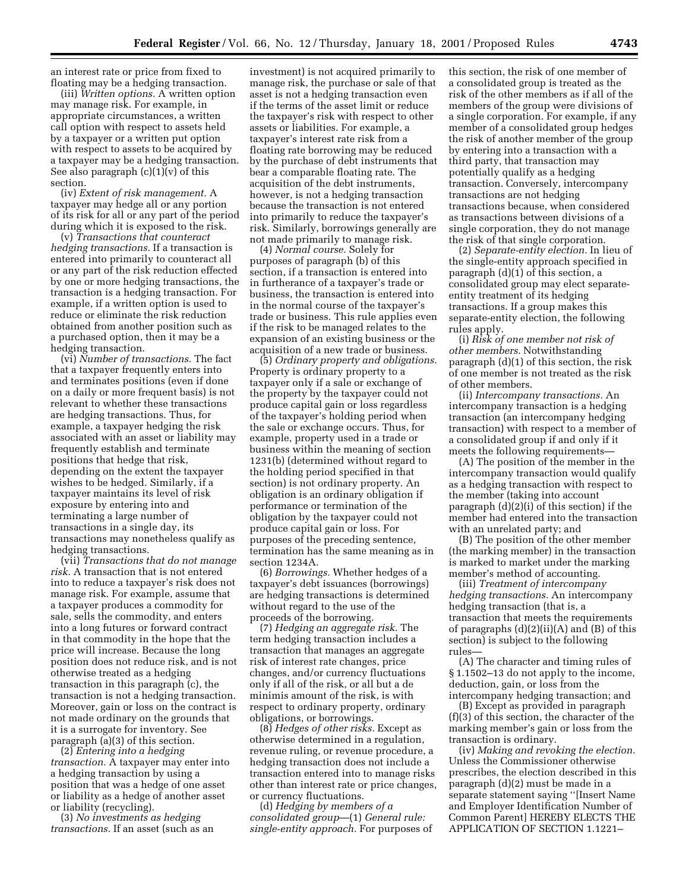an interest rate or price from fixed to floating may be a hedging transaction.

(iii) *Written options.* A written option may manage risk. For example, in appropriate circumstances, a written call option with respect to assets held by a taxpayer or a written put option with respect to assets to be acquired by a taxpayer may be a hedging transaction. See also paragraph (c)(1)(v) of this section.

(iv) *Extent of risk management.* A taxpayer may hedge all or any portion of its risk for all or any part of the period during which it is exposed to the risk.

(v) *Transactions that counteract hedging transactions.* If a transaction is entered into primarily to counteract all or any part of the risk reduction effected by one or more hedging transactions, the transaction is a hedging transaction. For example, if a written option is used to reduce or eliminate the risk reduction obtained from another position such as a purchased option, then it may be a hedging transaction.

(vi) *Number of transactions.* The fact that a taxpayer frequently enters into and terminates positions (even if done on a daily or more frequent basis) is not relevant to whether these transactions are hedging transactions. Thus, for example, a taxpayer hedging the risk associated with an asset or liability may frequently establish and terminate positions that hedge that risk, depending on the extent the taxpayer wishes to be hedged. Similarly, if a taxpayer maintains its level of risk exposure by entering into and terminating a large number of transactions in a single day, its transactions may nonetheless qualify as hedging transactions.

(vii) *Transactions that do not manage risk.* A transaction that is not entered into to reduce a taxpayer's risk does not manage risk. For example, assume that a taxpayer produces a commodity for sale, sells the commodity, and enters into a long futures or forward contract in that commodity in the hope that the price will increase. Because the long position does not reduce risk, and is not otherwise treated as a hedging transaction in this paragraph (c), the transaction is not a hedging transaction. Moreover, gain or loss on the contract is not made ordinary on the grounds that it is a surrogate for inventory. See paragraph (a)(3) of this section.

(2) *Entering into a hedging transaction.* A taxpayer may enter into a hedging transaction by using a position that was a hedge of one asset or liability as a hedge of another asset or liability (recycling).

(3) *No investments as hedging transactions.* If an asset (such as an investment) is not acquired primarily to manage risk, the purchase or sale of that asset is not a hedging transaction even if the terms of the asset limit or reduce the taxpayer's risk with respect to other assets or liabilities. For example, a taxpayer's interest rate risk from a floating rate borrowing may be reduced by the purchase of debt instruments that bear a comparable floating rate. The acquisition of the debt instruments, however, is not a hedging transaction because the transaction is not entered into primarily to reduce the taxpayer's risk. Similarly, borrowings generally are not made primarily to manage risk.

(4) *Normal course.* Solely for purposes of paragraph (b) of this section, if a transaction is entered into in furtherance of a taxpayer's trade or business, the transaction is entered into in the normal course of the taxpayer's trade or business. This rule applies even if the risk to be managed relates to the expansion of an existing business or the acquisition of a new trade or business.

(5) *Ordinary property and obligations.* Property is ordinary property to a taxpayer only if a sale or exchange of the property by the taxpayer could not produce capital gain or loss regardless of the taxpayer's holding period when the sale or exchange occurs. Thus, for example, property used in a trade or business within the meaning of section 1231(b) (determined without regard to the holding period specified in that section) is not ordinary property. An obligation is an ordinary obligation if performance or termination of the obligation by the taxpayer could not produce capital gain or loss. For purposes of the preceding sentence, termination has the same meaning as in section 1234A.

(6) *Borrowings.* Whether hedges of a taxpayer's debt issuances (borrowings) are hedging transactions is determined without regard to the use of the proceeds of the borrowing.

(7) *Hedging an aggregate risk.* The term hedging transaction includes a transaction that manages an aggregate risk of interest rate changes, price changes, and/or currency fluctuations only if all of the risk, or all but a de minimis amount of the risk, is with respect to ordinary property, ordinary obligations, or borrowings.

(8) *Hedges of other risks.* Except as otherwise determined in a regulation, revenue ruling, or revenue procedure, a hedging transaction does not include a transaction entered into to manage risks other than interest rate or price changes, or currency fluctuations.

(d) *Hedging by members of a consolidated group*—(1) *General rule: single-entity approach.* For purposes of this section, the risk of one member of a consolidated group is treated as the risk of the other members as if all of the members of the group were divisions of a single corporation. For example, if any member of a consolidated group hedges the risk of another member of the group by entering into a transaction with a third party, that transaction may potentially qualify as a hedging transaction. Conversely, intercompany transactions are not hedging transactions because, when considered as transactions between divisions of a single corporation, they do not manage the risk of that single corporation.

(2) *Separate-entity election.* In lieu of the single-entity approach specified in paragraph (d)(1) of this section, a consolidated group may elect separate-entity treatment of its hedging transactions. If a group makes this separate-entity election, the following rules apply.

(i) *Risk of one member not risk of other members.* Notwithstanding paragraph (d)(1) of this section, the risk of one member is not treated as the risk of other members.

(ii) *Intercompany transactions.* An intercompany transaction is a hedging transaction (an intercompany hedging transaction) with respect to a member of a consolidated group if and only if it meets the following requirements—

(A) The position of the member in the intercompany transaction would qualify as a hedging transaction with respect to the member (taking into account paragraph (d)(2)(i) of this section) if the member had entered into the transaction with an unrelated party; and

(B) The position of the other member (the marking member) in the transaction is marked to market under the marking member's method of accounting.

(iii) *Treatment of intercompany hedging transactions.* An intercompany hedging transaction (that is, a transaction that meets the requirements of paragraphs (d)(2)(ii)(A) and (B) of this section) is subject to the following rules—

(A) The character and timing rules of § 1.1502–13 do not apply to the income, deduction, gain, or loss from the intercompany hedging transaction; and

(B) Except as provided in paragraph (f)(3) of this section, the character of the marking member's gain or loss from the transaction is ordinary.

(iv) *Making and revoking the election.* Unless the Commissioner otherwise prescribes, the election described in this paragraph (d)(2) must be made in a separate statement saying ''[Insert Name and Employer Identification Number of Common Parent] HEREBY ELECTS THE APPLICATION OF SECTION 1.1221–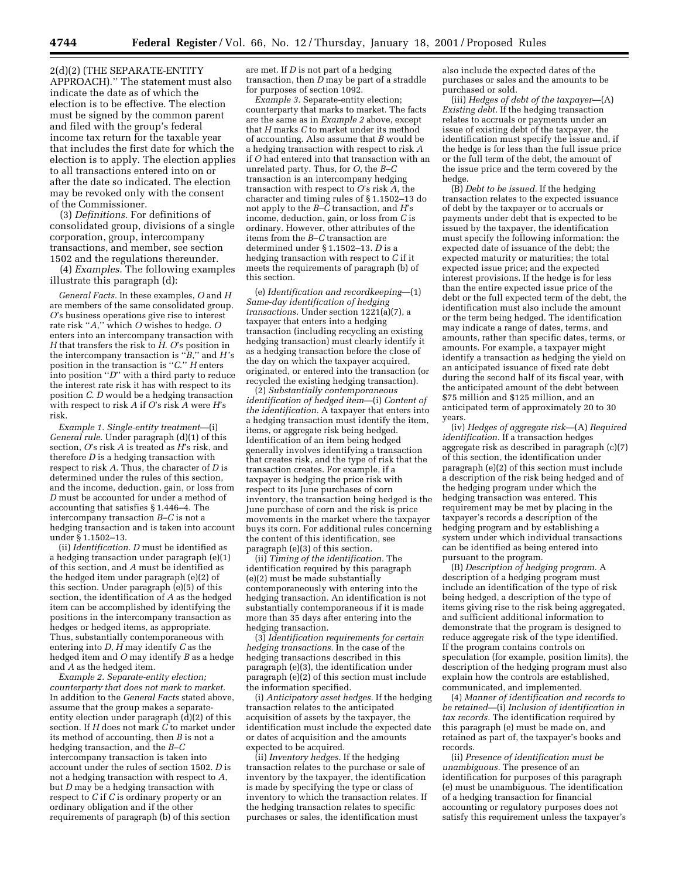2(d)(2) (THE SEPARATE-ENTITY APPROACH).'' The statement must also indicate the date as of which the election is to be effective. The election must be signed by the common parent and filed with the group's federal income tax return for the taxable year that includes the first date for which the election is to apply. The election applies to all transactions entered into on or after the date so indicated. The election may be revoked only with the consent of the Commissioner.

(3) *Definitions.* For definitions of consolidated group, divisions of a single corporation, group, intercompany transactions, and member, see section 1502 and the regulations thereunder.

(4) *Examples.* The following examples illustrate this paragraph (d):

*General Facts.* In these examples, *O* and *H* are members of the same consolidated group. *O*'s business operations give rise to interest rate risk ''*A*,'' which *O* wishes to hedge. *O* enters into an intercompany transaction with *H* that transfers the risk to *H*. *O*'s position in the intercompany transaction is ''*B*,'' and *H*'s position in the transaction is ''*C*.'' *H* enters into position ''*D*'' with a third party to reduce the interest rate risk it has with respect to its position *C*. *D* would be a hedging transaction with respect to risk *A* if *O*'s risk *A* were *H*'s risk.

*Example 1. Single-entity treatment*—(i) *General rule*. Under paragraph (d)(1) of this section, *O*'s risk *A* is treated as *H*'s risk, and therefore *D* is a hedging transaction with respect to risk *A*. Thus, the character of *D* is determined under the rules of this section, and the income, deduction, gain, or loss from *D* must be accounted for under a method of accounting that satisfies § 1.446–4. The intercompany transaction *B–C* is not a hedging transaction and is taken into account under § 1.1502–13.

(ii) *Identification. D* must be identified as a hedging transaction under paragraph (e)(1) of this section, and *A* must be identified as the hedged item under paragraph (e)(2) of this section. Under paragraph (e)(5) of this section, the identification of *A* as the hedged item can be accomplished by identifying the positions in the intercompany transaction as hedges or hedged items, as appropriate. Thus, substantially contemporaneous with entering into *D*, *H* may identify *C* as the hedged item and *O* may identify *B* as a hedge and *A* as the hedged item.

*Example 2. Separate-entity election; counterparty that does not mark to market.* In addition to the *General Facts* stated above, assume that the group makes a separate-entity election under paragraph (d)(2) of this section. If *H* does not mark *C* to market under its method of accounting, then *B* is not a hedging transaction, and the *B–C* intercompany transaction is taken into account under the rules of section 1502. *D* is not a hedging transaction with respect to *A*, but *D* may be a hedging transaction with respect to *C* if *C* is ordinary property or an ordinary obligation and if the other requirements of paragraph (b) of this section are met. If *D* is not part of a hedging transaction, then *D* may be part of a straddle for purposes of section 1092.

*Example 3.* Separate-entity election; counterparty that marks to market. The facts are the same as in *Example 2* above, except that *H* marks *C* to market under its method of accounting. Also assume that *B* would be a hedging transaction with respect to risk *A* if *O* had entered into that transaction with an unrelated party. Thus, for *O*, the *B–C* transaction is an intercompany hedging transaction with respect to *O*'s risk *A*, the character and timing rules of § 1.1502–13 do not apply to the *B–C* transaction, and *H*'s income, deduction, gain, or loss from *C* is ordinary. However, other attributes of the items from the *B–C* transaction are determined under § 1.1502–13. *D* is a hedging transaction with respect to *C* if it meets the requirements of paragraph (b) of this section.

(e) *Identification and recordkeeping*—(1) *Same-day identification of hedging transactions.* Under section 1221(a)(7), a taxpayer that enters into a hedging transaction (including recycling an existing hedging transaction) must clearly identify it as a hedging transaction before the close of the day on which the taxpayer acquired, originated, or entered into the transaction (or recycled the existing hedging transaction).

(2) *Substantially contemporaneous identification of hedged item*—(i) *Content of the identification.* A taxpayer that enters into a hedging transaction must identify the item, items, or aggregate risk being hedged. Identification of an item being hedged generally involves identifying a transaction that creates risk, and the type of risk that the transaction creates. For example, if a taxpayer is hedging the price risk with respect to its June purchases of corn inventory, the transaction being hedged is the June purchase of corn and the risk is price movements in the market where the taxpayer buys its corn. For additional rules concerning the content of this identification, see paragraph (e)(3) of this section.

(ii) *Timing of the identification.* The identification required by this paragraph (e)(2) must be made substantially contemporaneously with entering into the hedging transaction. An identification is not substantially contemporaneous if it is made more than 35 days after entering into the hedging transaction.

(3) *Identification requirements for certain hedging transactions.* In the case of the hedging transactions described in this paragraph (e)(3), the identification under paragraph (e)(2) of this section must include the information specified.

(i) *Anticipatory asset hedges.* If the hedging transaction relates to the anticipated acquisition of assets by the taxpayer, the identification must include the expected date or dates of acquisition and the amounts expected to be acquired.

(ii) *Inventory hedges.* If the hedging transaction relates to the purchase or sale of inventory by the taxpayer, the identification is made by specifying the type or class of inventory to which the transaction relates. If the hedging transaction relates to specific purchases or sales, the identification must also include the expected dates of the purchases or sales and the amounts to be purchased or sold.

(iii) *Hedges of debt of the taxpayer*—(A) *Existing debt.* If the hedging transaction relates to accruals or payments under an issue of existing debt of the taxpayer, the identification must specify the issue and, if the hedge is for less than the full issue price or the full term of the debt, the amount of the issue price and the term covered by the hedge.

(B) *Debt to be issued.* If the hedging transaction relates to the expected issuance of debt by the taxpayer or to accruals or payments under debt that is expected to be issued by the taxpayer, the identification must specify the following information: the expected date of issuance of the debt; the expected maturity or maturities; the total expected issue price; and the expected interest provisions. If the hedge is for less than the entire expected issue price of the debt or the full expected term of the debt, the identification must also include the amount or the term being hedged. The identification may indicate a range of dates, terms, and amounts, rather than specific dates, terms, or amounts. For example, a taxpayer might identify a transaction as hedging the yield on an anticipated issuance of fixed rate debt during the second half of its fiscal year, with the anticipated amount of the debt between $75 million and $125 million, and an anticipated term of approximately 20 to 30 years.

(iv) *Hedges of aggregate risk*—(A) *Required identification.* If a transaction hedges aggregate risk as described in paragraph (c)(7) of this section, the identification under paragraph (e)(2) of this section must include a description of the risk being hedged and of the hedging program under which the hedging transaction was entered. This requirement may be met by placing in the taxpayer's records a description of the hedging program and by establishing a system under which individual transactions can be identified as being entered into pursuant to the program.

(B) *Description of hedging program.* A description of a hedging program must include an identification of the type of risk being hedged, a description of the type of items giving rise to the risk being aggregated, and sufficient additional information to demonstrate that the program is designed to reduce aggregate risk of the type identified. If the program contains controls on speculation (for example, position limits), the description of the hedging program must also explain how the controls are established, communicated, and implemented.

(4) *Manner of identification and records to be retained*—(i) *Inclusion of identification in tax records.* The identification required by this paragraph (e) must be made on, and retained as part of, the taxpayer's books and records.

(ii) *Presence of identification must be unambiguous.* The presence of an identification for purposes of this paragraph (e) must be unambiguous. The identification of a hedging transaction for financial accounting or regulatory purposes does not satisfy this requirement unless the taxpayer's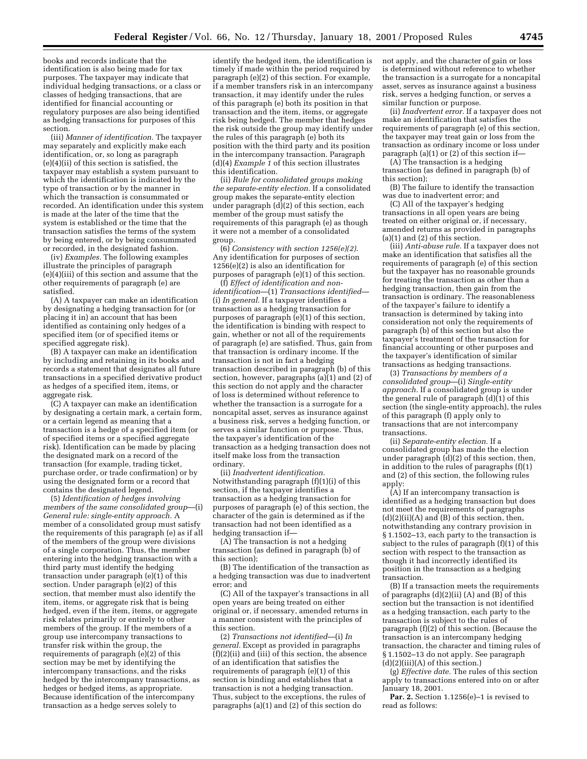books and records indicate that the identification is also being made for tax purposes. The taxpayer may indicate that individual hedging transactions, or a class or classes of hedging transactions, that are identified for financial accounting or regulatory purposes are also being identified as hedging transactions for purposes of this section.

(iii) *Manner of identification.* The taxpayer may separately and explicitly make each identification, or, so long as paragraph (e)(4)(ii) of this section is satisfied, the taxpayer may establish a system pursuant to which the identification is indicated by the type of transaction or by the manner in which the transaction is consummated or recorded. An identification under this system is made at the later of the time that the system is established or the time that the transaction satisfies the terms of the system by being entered, or by being consummated or recorded, in the designated fashion.

(iv) *Examples.* The following examples illustrate the principles of paragraph (e)(4)(iii) of this section and assume that the other requirements of paragraph (e) are satisfied.

(A) A taxpayer can make an identification by designating a hedging transaction for (or placing it in) an account that has been identified as containing only hedges of a specified item (or of specified items or specified aggregate risk).

(B) A taxpayer can make an identification by including and retaining in its books and records a statement that designates all future transactions in a specified derivative product as hedges of a specified item, items, or aggregate risk.

(C) A taxpayer can make an identification by designating a certain mark, a certain form, or a certain legend as meaning that a transaction is a hedge of a specified item (or of specified items or a specified aggregate risk). Identification can be made by placing the designated mark on a record of the transaction (for example, trading ticket, purchase order, or trade confirmation) or by using the designated form or a record that contains the designated legend.

(5) *Identification of hedges involving members of the same consolidated group*—(i) *General rule: single-entity approach.* A member of a consolidated group must satisfy the requirements of this paragraph (e) as if all of the members of the group were divisions of a single corporation. Thus, the member entering into the hedging transaction with a third party must identify the hedging transaction under paragraph (e)(1) of this section. Under paragraph (e)(2) of this section, that member must also identify the item, items, or aggregate risk that is being hedged, even if the item, items, or aggregate risk relates primarily or entirely to other members of the group. If the members of a group use intercompany transactions to transfer risk within the group, the requirements of paragraph (e)(2) of this section may be met by identifying the intercompany transactions, and the risks hedged by the intercompany transactions, as hedges or hedged items, as appropriate. Because identification of the intercompany transaction as a hedge serves solely to identify the hedged item, the identification is timely if made within the period required by paragraph (e)(2) of this section. For example, if a member transfers risk in an intercompany transaction, it may identify under the rules of this paragraph (e) both its position in that transaction and the item, items, or aggregate risk being hedged. The member that hedges the risk outside the group may identify under the rules of this paragraph (e) both its position with the third party and its position in the intercompany transaction. Paragraph (d)(4) *Example 1* of this section illustrates this identification.

(ii) *Rule for consolidated groups making the separate-entity election.* If a consolidated group makes the separate-entity election under paragraph (d)(2) of this section, each member of the group must satisfy the requirements of this paragraph (e) as though it were not a member of a consolidated group.

(6) *Consistency with section 1256(e)(2).* Any identification for purposes of section 1256(e)(2) is also an identification for purposes of paragraph (e)(1) of this section.

(f) *Effect of identification and non-identification*—(1) *Transactions identified*—(i) *In general.* If a taxpayer identifies a transaction as a hedging transaction for purposes of paragraph (e)(1) of this section, the identification is binding with respect to gain, whether or not all of the requirements of paragraph (e) are satisfied. Thus, gain from that transaction is ordinary income. If the transaction is not in fact a hedging transaction described in paragraph (b) of this section, however, paragraphs (a)(1) and (2) of this section do not apply and the character of loss is determined without reference to whether the transaction is a surrogate for a noncapital asset, serves as insurance against a business risk, serves a hedging function, or serves a similar function or purpose. Thus, the taxpayer's identification of the transaction as a hedging transaction does not itself make loss from the transaction ordinary.

(ii) *Inadvertent identification.* Notwithstanding paragraph (f)(1)(i) of this section, if the taxpayer identifies a transaction as a hedging transaction for purposes of paragraph (e) of this section, the character of the gain is determined as if the transaction had not been identified as a hedging transaction if—

(A) The transaction is not a hedging transaction (as defined in paragraph (b) of this section);

(B) The identification of the transaction as a hedging transaction was due to inadvertent error; and

(C) All of the taxpayer's transactions in all open years are being treated on either original or, if necessary, amended returns in a manner consistent with the principles of this section.

(2) *Transactions not identified*—(i) *In general.* Except as provided in paragraphs (f)(2)(ii) and (iii) of this section, the absence of an identification that satisfies the requirements of paragraph (e)(1) of this section is binding and establishes that a transaction is not a hedging transaction. Thus, subject to the exceptions, the rules of paragraphs (a)(1) and (2) of this section do not apply, and the character of gain or loss is determined without reference to whether the transaction is a surrogate for a noncapital asset, serves as insurance against a business risk, serves a hedging function, or serves a similar function or purpose.

(ii) *Inadvertent error.* If a taxpayer does not make an identification that satisfies the requirements of paragraph (e) of this section, the taxpayer may treat gain or loss from the transaction as ordinary income or loss under paragraph (a)(1) or (2) of this section if—

(A) The transaction is a hedging transaction (as defined in paragraph (b) of this section);

(B) The failure to identify the transaction was due to inadvertent error; and

(C) All of the taxpayer's hedging transactions in all open years are being treated on either original or, if necessary, amended returns as provided in paragraphs (a)(1) and (2) of this section.

(iii) *Anti-abuse rule.* If a taxpayer does not make an identification that satisfies all the requirements of paragraph (e) of this section but the taxpayer has no reasonable grounds for treating the transaction as other than a hedging transaction, then gain from the transaction is ordinary. The reasonableness of the taxpayer's failure to identify a transaction is determined by taking into consideration not only the requirements of paragraph (b) of this section but also the taxpayer's treatment of the transaction for financial accounting or other purposes and the taxpayer's identification of similar transactions as hedging transactions.

(3) *Transactions by members of a consolidated group*—(i) *Single-entity approach.* If a consolidated group is under the general rule of paragraph (d)(1) of this section (the single-entity approach), the rules of this paragraph (f) apply only to transactions that are not intercompany transactions.

(ii) *Separate-entity election.* If a consolidated group has made the election under paragraph (d)(2) of this section, then, in addition to the rules of paragraphs (f)(1) and (2) of this section, the following rules apply:

(A) If an intercompany transaction is identified as a hedging transaction but does not meet the requirements of paragraphs (d)(2)(ii)(A) and (B) of this section, then, notwithstanding any contrary provision in § 1.1502–13, each party to the transaction is subject to the rules of paragraph (f)(1) of this section with respect to the transaction as though it had incorrectly identified its position in the transaction as a hedging transaction.

(B) If a transaction meets the requirements of paragraphs (d)(2)(ii) (A) and (B) of this section but the transaction is not identified as a hedging transaction, each party to the transaction is subject to the rules of paragraph (f)(2) of this section. (Because the transaction is an intercompany hedging transaction, the character and timing rules of § 1.1502–13 do not apply. See paragraph (d)(2)(iii)(A) of this section.)

(g) *Effective date.* The rules of this section apply to transactions entered into on or after January 18, 2001.

**Par. 2.** Section 1.1256(e)–1 is revised to read as follows: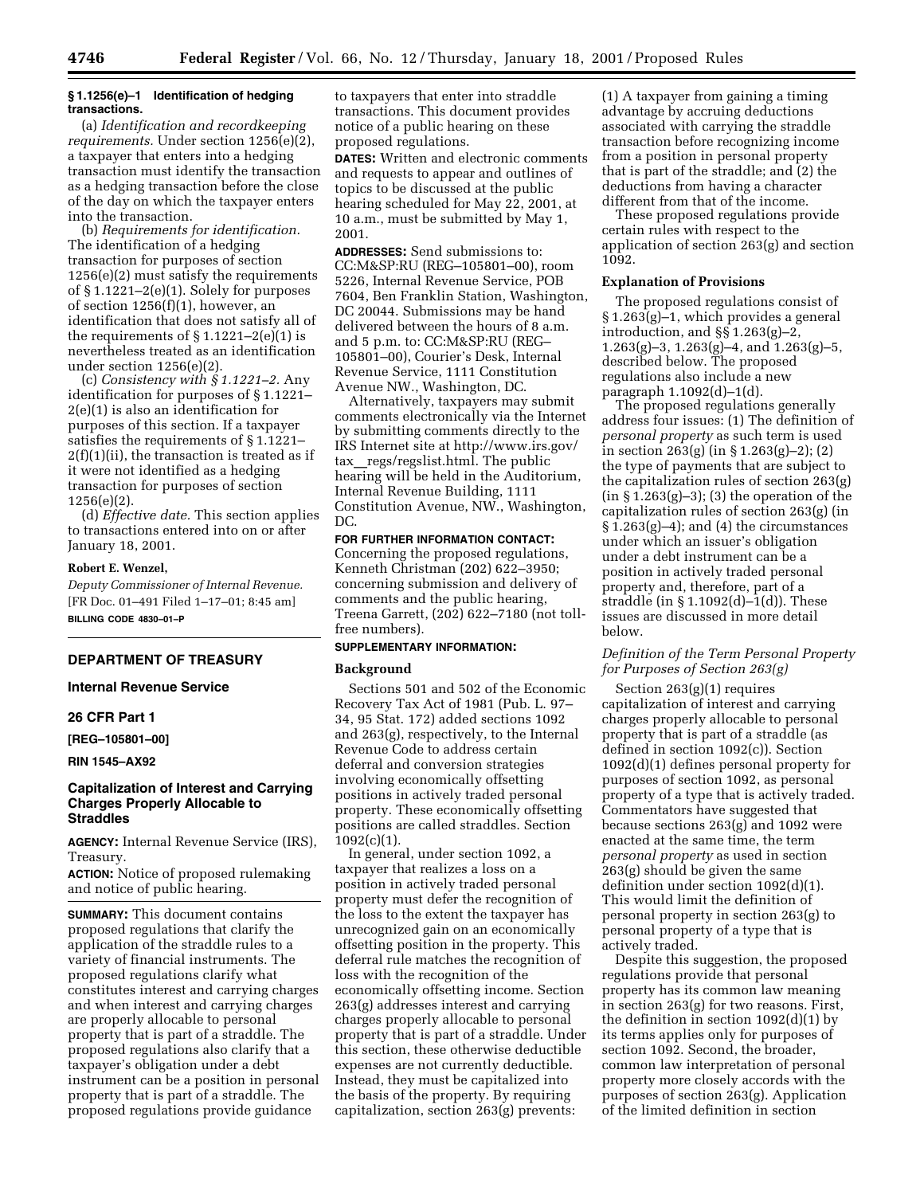### § 1.1256(e)–1 Identification of hedging transactions.

(a) *Identification and recordkeeping requirements.* Under section 1256(e)(2), a taxpayer that enters into a hedging transaction must identify the transaction as a hedging transaction before the close of the day on which the taxpayer enters into the transaction.

(b) *Requirements for identification.* The identification of a hedging transaction for purposes of section 1256(e)(2) must satisfy the requirements of § 1.1221–2(e)(1). Solely for purposes of section 1256(f)(1), however, an identification that does not satisfy all of the requirements of § 1.1221–2(e)(1) is nevertheless treated as an identification under section 1256(e)(2).

(c) *Consistency with § 1.1221–2.* Any identification for purposes of § 1.1221–2(e)(1) is also an identification for purposes of this section. If a taxpayer satisfies the requirements of § 1.1221–2(f)(1)(ii), the transaction is treated as if it were not identified as a hedging transaction for purposes of section 1256(e)(2).

(d) *Effective date.* This section applies to transactions entered into on or after January 18, 2001.

**Robert E. Wenzel,**

*Deputy Commissioner of Internal Revenue.*

[FR Doc. 01–491 Filed 1–17–01; 8:45 am]

**BILLING CODE 4830–01–P**

---

## DEPARTMENT OF TREASURY

## Internal Revenue Service

## 26 CFR Part 1

**[REG–105801–00]**

**RIN 1545–AX92**

## Capitalization of Interest and Carrying Charges Properly Allocable to Straddles

**AGENCY:** Internal Revenue Service (IRS), Treasury.

**ACTION:** Notice of proposed rulemaking and notice of public hearing.

**SUMMARY:** This document contains proposed regulations that clarify the application of the straddle rules to a variety of financial instruments. The proposed regulations clarify what constitutes interest and carrying charges and when interest and carrying charges are properly allocable to personal property that is part of a straddle. The proposed regulations also clarify that a taxpayer's obligation under a debt instrument can be a position in personal property that is part of a straddle. The proposed regulations provide guidance to taxpayers that enter into straddle transactions. This document provides notice of a public hearing on these proposed regulations.

**DATES:** Written and electronic comments and requests to appear and outlines of topics to be discussed at the public hearing scheduled for May 22, 2001, at 10 a.m., must be submitted by May 1, 2001.

**ADDRESSES:** Send submissions to: CC:M&SP:RU (REG–105801–00), room 5226, Internal Revenue Service, POB 7604, Ben Franklin Station, Washington, DC 20044. Submissions may be hand delivered between the hours of 8 a.m. and 5 p.m. to: CC:M&SP:RU (REG–105801–00), Courier's Desk, Internal Revenue Service, 1111 Constitution Avenue NW., Washington, DC.

Alternatively, taxpayers may submit comments electronically via the Internet by submitting comments directly to the IRS Internet site at http://www.irs.gov/tax_regs/regslist.html. The public hearing will be held in the Auditorium, Internal Revenue Building, 1111 Constitution Avenue, NW., Washington, DC.

**FOR FURTHER INFORMATION CONTACT:** Concerning the proposed regulations, Kenneth Christman (202) 622–3950; concerning submission and delivery of comments and the public hearing, Treena Garrett, (202) 622–7180 (not toll-free numbers).

**SUPPLEMENTARY INFORMATION:**

### Background

Sections 501 and 502 of the Economic Recovery Tax Act of 1981 (Pub. L. 97–34, 95 Stat. 172) added sections 1092 and 263(g), respectively, to the Internal Revenue Code to address certain deferral and conversion strategies involving economically offsetting positions in actively traded personal property. These economically offsetting positions are called straddles. Section 1092(c)(1).

In general, under section 1092, a taxpayer that realizes a loss on a position in actively traded personal property must defer the recognition of the loss to the extent the taxpayer has unrecognized gain on an economically offsetting position in the property. This deferral rule matches the recognition of loss with the recognition of the economically offsetting income. Section 263(g) addresses interest and carrying charges properly allocable to personal property that is part of a straddle. Under this section, these otherwise deductible expenses are not currently deductible. Instead, they must be capitalized into the basis of the property. By requiring capitalization, section 263(g) prevents: (1) A taxpayer from gaining a timing advantage by accruing deductions associated with carrying the straddle transaction before recognizing income from a position in personal property that is part of the straddle; and (2) the deductions from having a character different from that of the income.

These proposed regulations provide certain rules with respect to the application of section 263(g) and section 1092.

### Explanation of Provisions

The proposed regulations consist of § 1.263(g)–1, which provides a general introduction, and §§ 1.263(g)–2, 1.263(g)–3, 1.263(g)–4, and 1.263(g)–5, described below. The proposed regulations also include a new paragraph 1.1092(d)–1(d).

The proposed regulations generally address four issues: (1) The definition of *personal property* as such term is used in section 263(g) (in § 1.263(g)–2); (2) the type of payments that are subject to the capitalization rules of section 263(g) (in § 1.263(g)–3); (3) the operation of the capitalization rules of section 263(g) (in § 1.263(g)–4); and (4) the circumstances under which an issuer's obligation under a debt instrument can be a position in actively traded personal property and, therefore, part of a straddle (in § 1.1092(d)–1(d)). These issues are discussed in more detail below.

#### *Definition of the Term Personal Property for Purposes of Section 263(g)*

Section 263(g)(1) requires capitalization of interest and carrying charges properly allocable to personal property that is part of a straddle (as defined in section 1092(c)). Section 1092(d)(1) defines personal property for purposes of section 1092, as personal property of a type that is actively traded. Commentators have suggested that because sections 263(g) and 1092 were enacted at the same time, the term *personal property* as used in section 263(g) should be given the same definition under section 1092(d)(1). This would limit the definition of personal property in section 263(g) to personal property of a type that is actively traded.

Despite this suggestion, the proposed regulations provide that personal property has its common law meaning in section 263(g) for two reasons. First, the definition in section 1092(d)(1) by its terms applies only for purposes of section 1092. Second, the broader, common law interpretation of personal property more closely accords with the purposes of section 263(g). Application of the limited definition in section